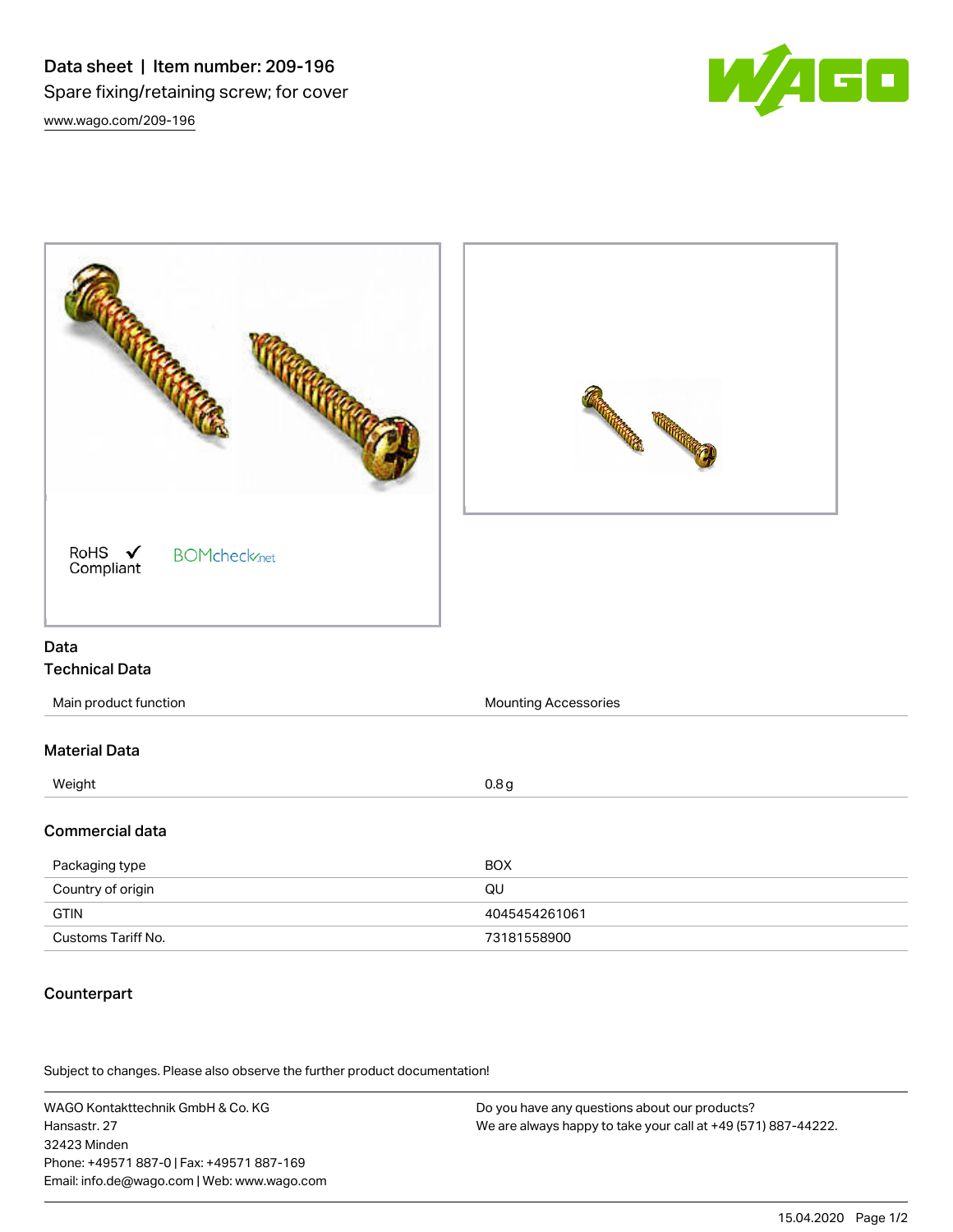# Data sheet | Item number: 209-196

Spare fixing/retaining screw; for cover

www.wago.com/209-196

RoHS ✓ Compliant

BOMcheck.net

## Data

### Technical Data

| | |
|---|---|
| Main product function | Mounting Accessories |

### Material Data

| | |
|---|---|
| Weight | 0.8 g |

### Commercial data

| | |
|---|---|
| Packaging type | BOX |
| Country of origin | QU |
| GTIN | 4045454261061 |
| Customs Tariff No. | 73181558900 |

### Counterpart

Subject to changes. Please also observe the further product documentation!

WAGO Kontakttechnik GmbH & Co. KG
Hansastr. 27
32423 Minden
Phone: +49571 887-0 | Fax: +49571 887-169
Email: info.de@wago.com | Web: www.wago.com

Do you have any questions about our products?
We are always happy to take your call at +49 (571) 887-44222.

15.04.2020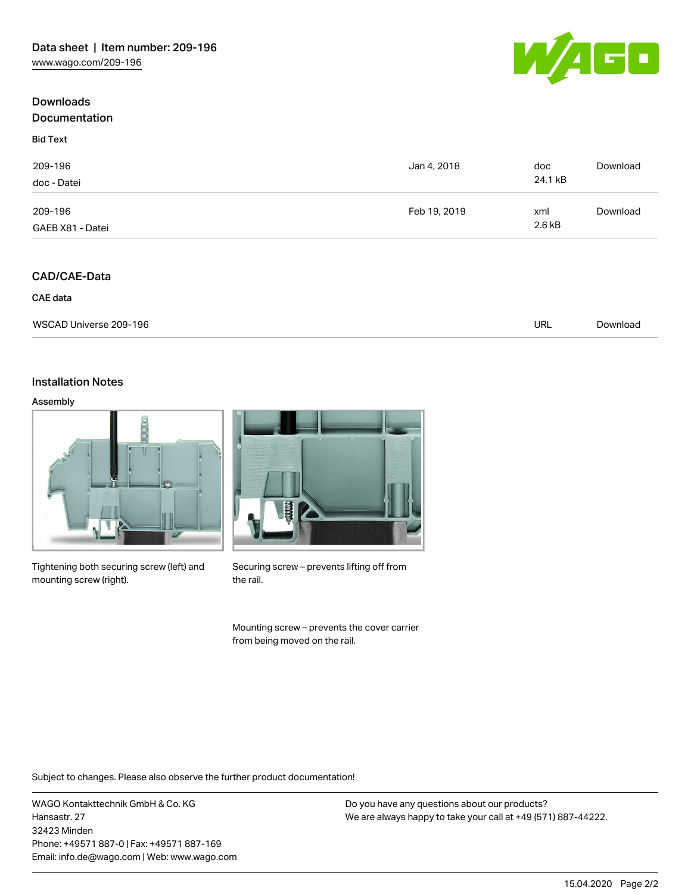Data sheet | Item number: 209-196
www.wago.com/209-196

## Downloads

### Documentation

**Bid Text**

| | | | |
|---|---|---|---|
| 209-196<br>doc - Datei | Jan 4, 2018 | doc<br>24.1 kB | Download |
| 209-196<br>GAEB X81 - Datei | Feb 19, 2019 | xml<br>2.6 kB | Download |

### CAD/CAE-Data

**CAE data**

| | | |
|---|---|---|
| WSCAD Universe 209-196 | URL | Download |

## Installation Notes

**Assembly**

Tightening both securing screw (left) and mounting screw (right).

Securing screw – prevents lifting off from the rail.

Mounting screw – prevents the cover carrier from being moved on the rail.

Subject to changes. Please also observe the further product documentation!

WAGO Kontakttechnik GmbH & Co. KG
Hansastr. 27
32423 Minden
Phone: +49571 887-0 | Fax: +49571 887-169
Email: info.de@wago.com | Web: www.wago.com

Do you have any questions about our products?
We are always happy to take your call at +49 (571) 887-44222.

15.04.2020